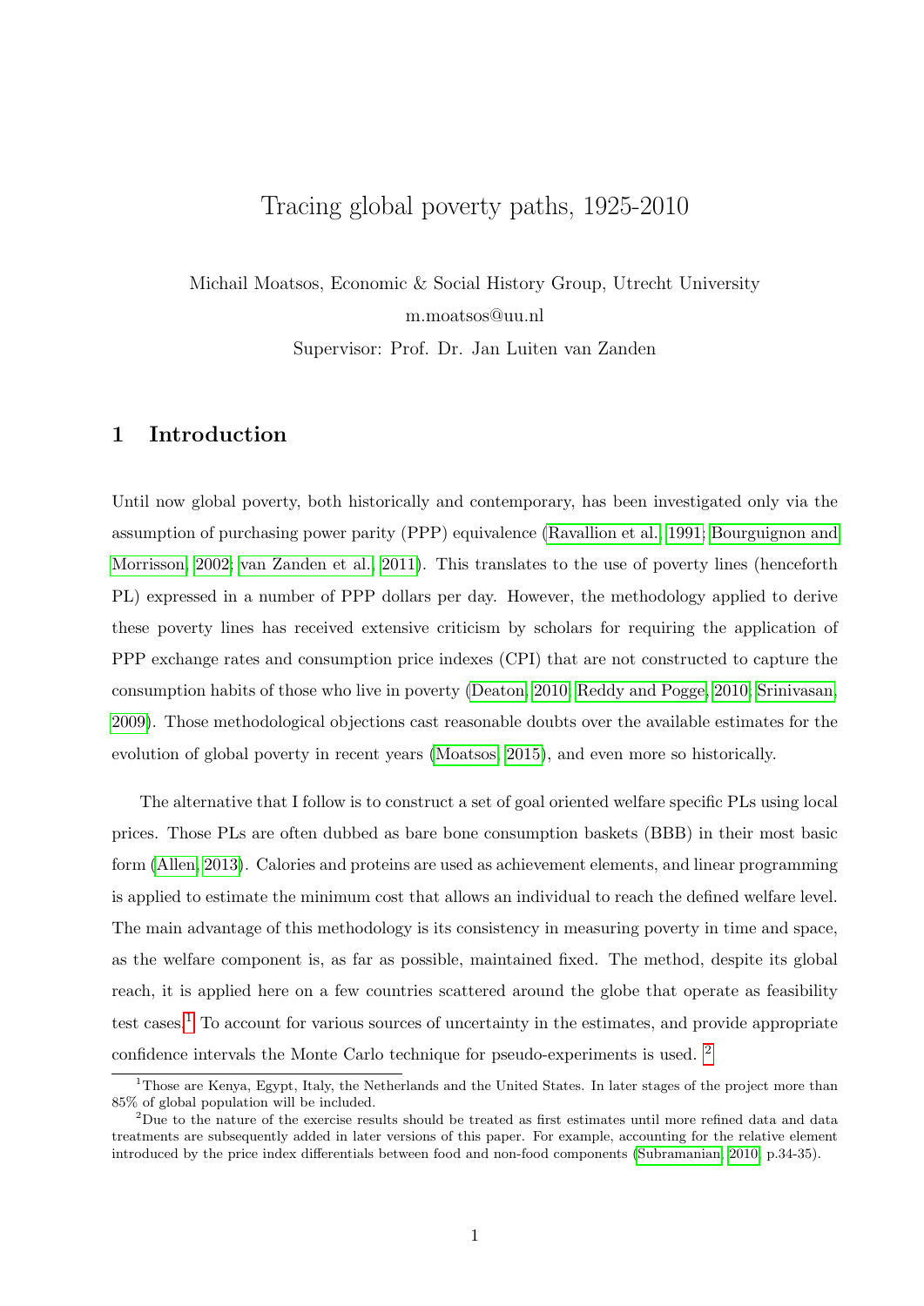# Tracing global poverty paths, 1925-2010

Michail Moatsos, Economic & Social History Group, Utrecht University

m.moatsos@uu.nl

Supervisor: Prof. Dr. Jan Luiten van Zanden

## 1 Introduction

Until now global poverty, both historically and contemporary, has been investigated only via the assumption of purchasing power parity (PPP) equivalence (Ravallion et al., 1991; Bourguignon and Morrisson, 2002; van Zanden et al., 2011). This translates to the use of poverty lines (henceforth PL) expressed in a number of PPP dollars per day. However, the methodology applied to derive these poverty lines has received extensive criticism by scholars for requiring the application of PPP exchange rates and consumption price indexes (CPI) that are not constructed to capture the consumption habits of those who live in poverty (Deaton, 2010; Reddy and Pogge, 2010; Srinivasan, 2009). Those methodological objections cast reasonable doubts over the available estimates for the evolution of global poverty in recent years (Moatsos, 2015), and even more so historically.

The alternative that I follow is to construct a set of goal oriented welfare specific PLs using local prices. Those PLs are often dubbed as bare bone consumption baskets (BBB) in their most basic form (Allen, 2013). Calories and proteins are used as achievement elements, and linear programming is applied to estimate the minimum cost that allows an individual to reach the defined welfare level. The main advantage of this methodology is its consistency in measuring poverty in time and space, as the welfare component is, as far as possible, maintained fixed. The method, despite its global reach, it is applied here on a few countries scattered around the globe that operate as feasibility test cases.[1] To account for various sources of uncertainty in the estimates, and provide appropriate confidence intervals the Monte Carlo technique for pseudo-experiments is used. [2]

[1] Those are Kenya, Egypt, Italy, the Netherlands and the United States. In later stages of the project more than 85% of global population will be included.

[2] Due to the nature of the exercise results should be treated as first estimates until more refined data and data treatments are subsequently added in later versions of this paper. For example, accounting for the relative element introduced by the price index differentials between food and non-food components (Subramanian, 2010, p.34-35).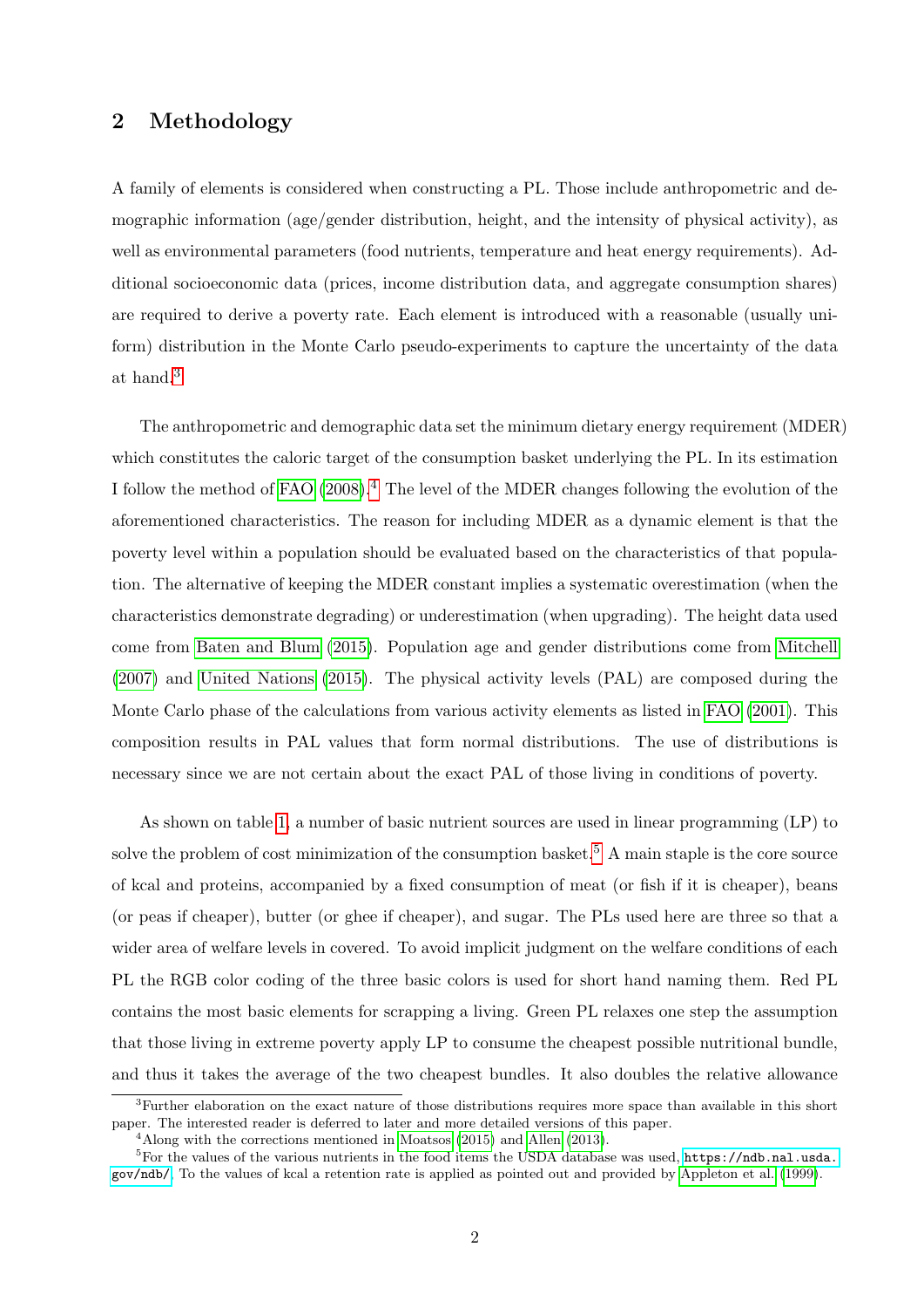## 2 Methodology

A family of elements is considered when constructing a PL. Those include anthropometric and demographic information (age/gender distribution, height, and the intensity of physical activity), as well as environmental parameters (food nutrients, temperature and heat energy requirements). Additional socioeconomic data (prices, income distribution data, and aggregate consumption shares) are required to derive a poverty rate. Each element is introduced with a reasonable (usually uniform) distribution in the Monte Carlo pseudo-experiments to capture the uncertainty of the data at hand.[3]

The anthropometric and demographic data set the minimum dietary energy requirement (MDER) which constitutes the caloric target of the consumption basket underlying the PL. In its estimation I follow the method of FAO (2008).[4] The level of the MDER changes following the evolution of the aforementioned characteristics. The reason for including MDER as a dynamic element is that the poverty level within a population should be evaluated based on the characteristics of that population. The alternative of keeping the MDER constant implies a systematic overestimation (when the characteristics demonstrate degrading) or underestimation (when upgrading). The height data used come from Baten and Blum (2015). Population age and gender distributions come from Mitchell (2007) and United Nations (2015). The physical activity levels (PAL) are composed during the Monte Carlo phase of the calculations from various activity elements as listed in FAO (2001). This composition results in PAL values that form normal distributions. The use of distributions is necessary since we are not certain about the exact PAL of those living in conditions of poverty.

As shown on table 1, a number of basic nutrient sources are used in linear programming (LP) to solve the problem of cost minimization of the consumption basket.[5] A main staple is the core source of kcal and proteins, accompanied by a fixed consumption of meat (or fish if it is cheaper), beans (or peas if cheaper), butter (or ghee if cheaper), and sugar. The PLs used here are three so that a wider area of welfare levels in covered. To avoid implicit judgment on the welfare conditions of each PL the RGB color coding of the three basic colors is used for short hand naming them. Red PL contains the most basic elements for scrapping a living. Green PL relaxes one step the assumption that those living in extreme poverty apply LP to consume the cheapest possible nutritional bundle, and thus it takes the average of the two cheapest bundles. It also doubles the relative allowance

[3] Further elaboration on the exact nature of those distributions requires more space than available in this short paper. The interested reader is deferred to later and more detailed versions of this paper.

[4] Along with the corrections mentioned in Moatsos (2015) and Allen (2013).

[5] For the values of the various nutrients in the food items the USDA database was used, https://ndb.nal.usda.gov/ndb/. To the values of kcal a retention rate is applied as pointed out and provided by Appleton et al. (1999).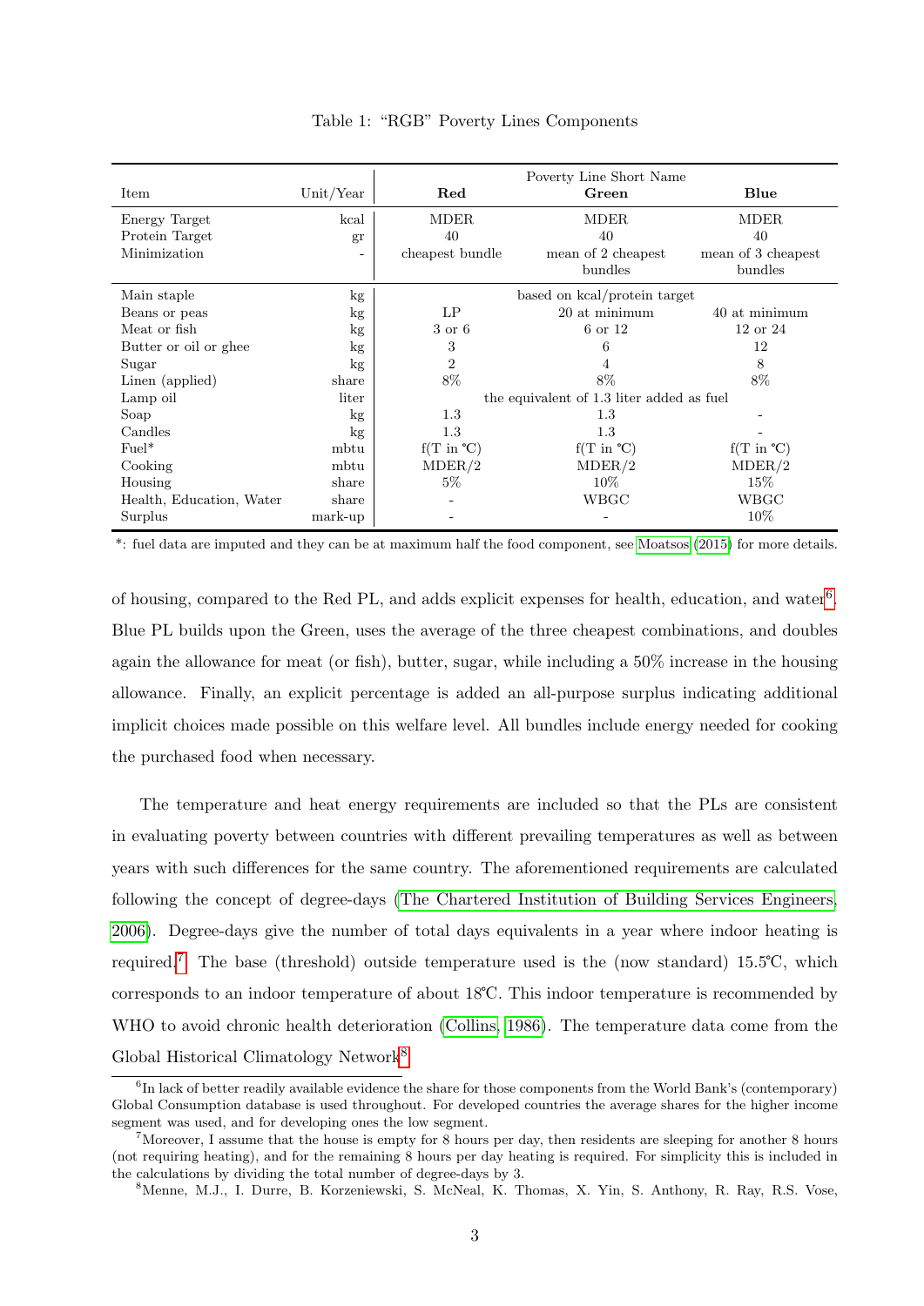Table 1: "RGB" Poverty Lines Components

| Item | Unit/Year | Poverty Line Short Name<br>**Red** | **Green** | **Blue** |
|---|---|---|---|---|
| Energy Target | kcal | MDER | MDER | MDER |
| Protein Target | gr | 40 | 40 | 40 |
| Minimization | - | cheapest bundle | mean of 2 cheapest bundles | mean of 3 cheapest bundles |
| Main staple | kg | based on kcal/protein target | | |
| Beans or peas | kg | LP | 20 at minimum | 40 at minimum |
| Meat or fish | kg | 3 or 6 | 6 or 12 | 12 or 24 |
| Butter or oil or ghee | kg | 3 | 6 | 12 |
| Sugar | kg | 2 | 4 | 8 |
| Linen (applied) | share | 8% | 8% | 8% |
| Lamp oil | liter | the equivalent of 1.3 liter added as fuel | | |
| Soap | kg | 1.3 | 1.3 | - |
| Candles | kg | 1.3 | 1.3 | - |
| Fuel* | mbtu | f(T in ℃) | f(T in ℃) | f(T in ℃) |
| Cooking | mbtu | MDER/2 | MDER/2 | MDER/2 |
| Housing | share | 5% | 10% | 15% |
| Health, Education, Water | share | - | WBGC | WBGC |
| Surplus | mark-up | - | - | 10% |

*: fuel data are imputed and they can be at maximum half the food component, see Moatsos (2015) for more details.

of housing, compared to the Red PL, and adds explicit expenses for health, education, and water[6]. Blue PL builds upon the Green, uses the average of the three cheapest combinations, and doubles again the allowance for meat (or fish), butter, sugar, while including a 50% increase in the housing allowance. Finally, an explicit percentage is added an all-purpose surplus indicating additional implicit choices made possible on this welfare level. All bundles include energy needed for cooking the purchased food when necessary.

The temperature and heat energy requirements are included so that the PLs are consistent in evaluating poverty between countries with different prevailing temperatures as well as between years with such differences for the same country. The aforementioned requirements are calculated following the concept of degree-days (The Chartered Institution of Building Services Engineers, 2006). Degree-days give the number of total days equivalents in a year where indoor heating is required.[7] The base (threshold) outside temperature used is the (now standard) 15.5℃, which corresponds to an indoor temperature of about 18℃. This indoor temperature is recommended by WHO to avoid chronic health deterioration (Collins, 1986). The temperature data come from the Global Historical Climatology Network[8].

[6] In lack of better readily available evidence the share for those components from the World Bank's (contemporary) Global Consumption database is used throughout. For developed countries the average shares for the higher income segment was used, and for developing ones the low segment.

[7] Moreover, I assume that the house is empty for 8 hours per day, then residents are sleeping for another 8 hours (not requiring heating), and for the remaining 8 hours per day heating is required. For simplicity this is included in the calculations by dividing the total number of degree-days by 3.

[8] Menne, M.J., I. Durre, B. Korzeniewski, S. McNeal, K. Thomas, X. Yin, S. Anthony, R. Ray, R.S. Vose,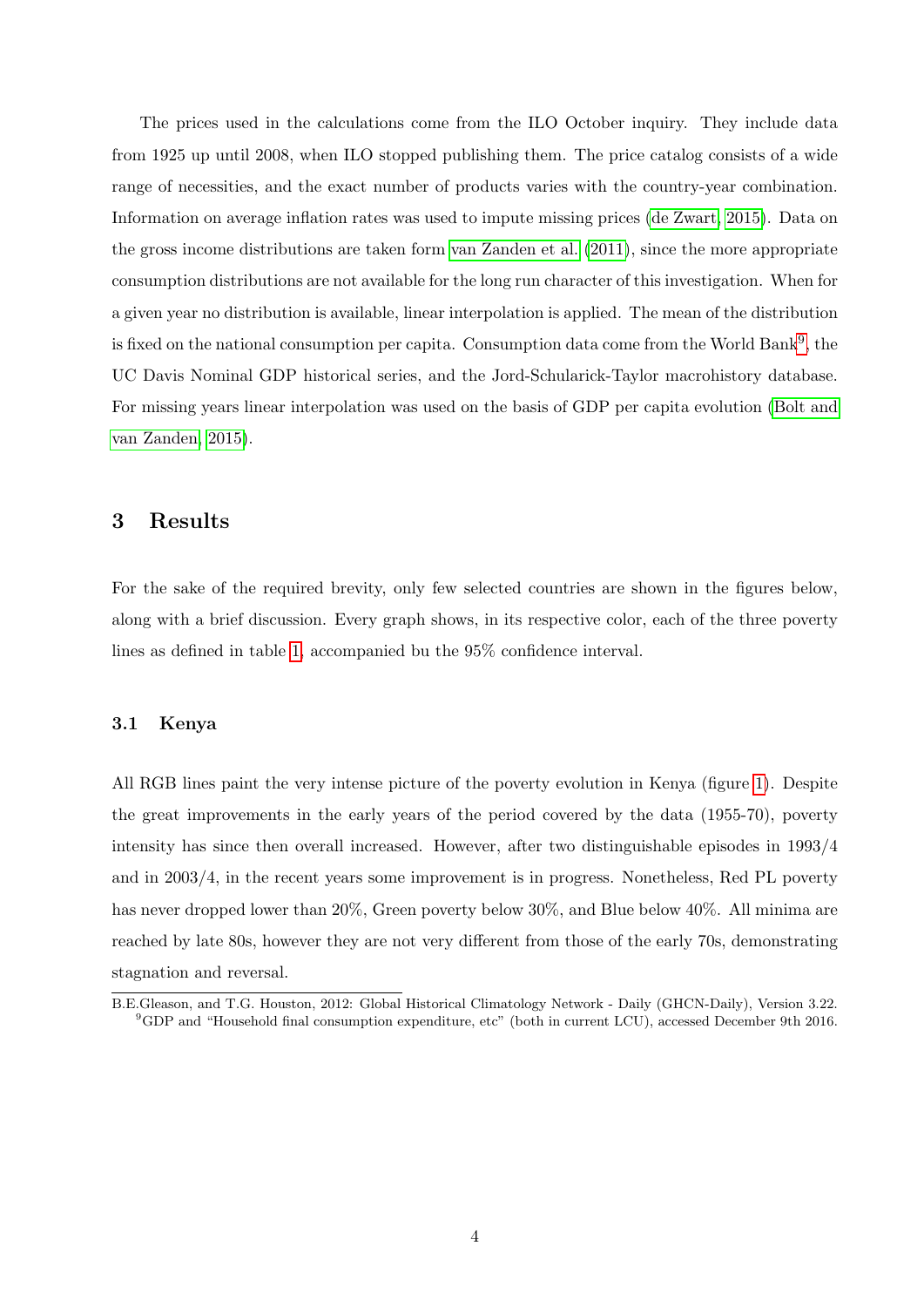The prices used in the calculations come from the ILO October inquiry. They include data from 1925 up until 2008, when ILO stopped publishing them. The price catalog consists of a wide range of necessities, and the exact number of products varies with the country-year combination. Information on average inflation rates was used to impute missing prices (de Zwart, 2015). Data on the gross income distributions are taken form van Zanden et al. (2011), since the more appropriate consumption distributions are not available for the long run character of this investigation. When for a given year no distribution is available, linear interpolation is applied. The mean of the distribution is fixed on the national consumption per capita. Consumption data come from the World Bank[9], the UC Davis Nominal GDP historical series, and the Jord-Schularick-Taylor macrohistory database. For missing years linear interpolation was used on the basis of GDP per capita evolution (Bolt and van Zanden, 2015).

## 3 Results

For the sake of the required brevity, only few selected countries are shown in the figures below, along with a brief discussion. Every graph shows, in its respective color, each of the three poverty lines as defined in table 1, accompanied bu the 95% confidence interval.

### 3.1 Kenya

All RGB lines paint the very intense picture of the poverty evolution in Kenya (figure 1). Despite the great improvements in the early years of the period covered by the data (1955-70), poverty intensity has since then overall increased. However, after two distinguishable episodes in 1993/4 and in 2003/4, in the recent years some improvement is in progress. Nonetheless, Red PL poverty has never dropped lower than 20%, Green poverty below 30%, and Blue below 40%. All minima are reached by late 80s, however they are not very different from those of the early 70s, demonstrating stagnation and reversal.

---

B.E.Gleason, and T.G. Houston, 2012: Global Historical Climatology Network - Daily (GHCN-Daily), Version 3.22.

[9] GDP and "Household final consumption expenditure, etc" (both in current LCU), accessed December 9th 2016.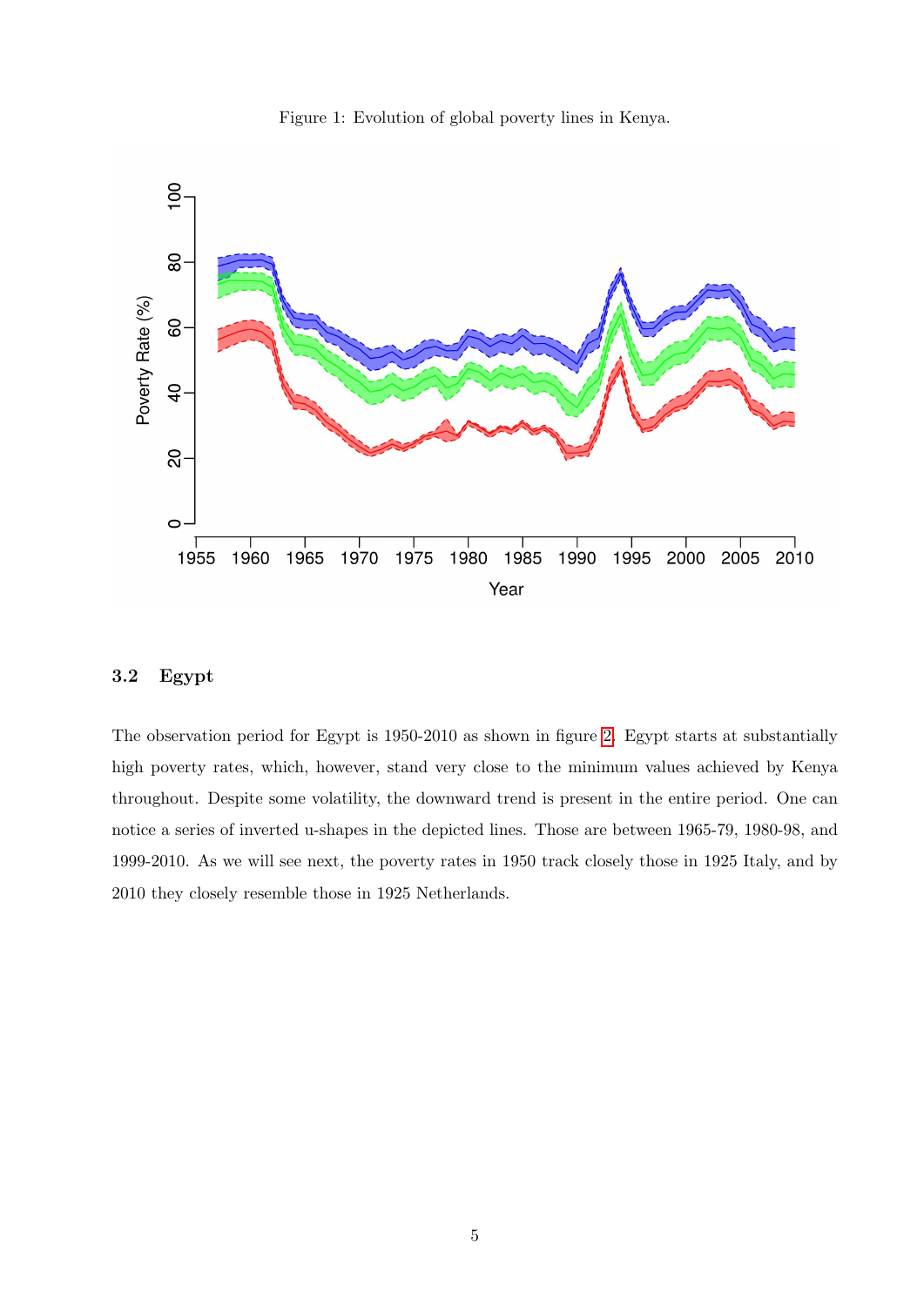Figure 1: Evolution of global poverty lines in Kenya.

### 3.2 Egypt

The observation period for Egypt is 1950-2010 as shown in figure 2. Egypt starts at substantially high poverty rates, which, however, stand very close to the minimum values achieved by Kenya throughout. Despite some volatility, the downward trend is present in the entire period. One can notice a series of inverted u-shapes in the depicted lines. Those are between 1965-79, 1980-98, and 1999-2010. As we will see next, the poverty rates in 1950 track closely those in 1925 Italy, and by 2010 they closely resemble those in 1925 Netherlands.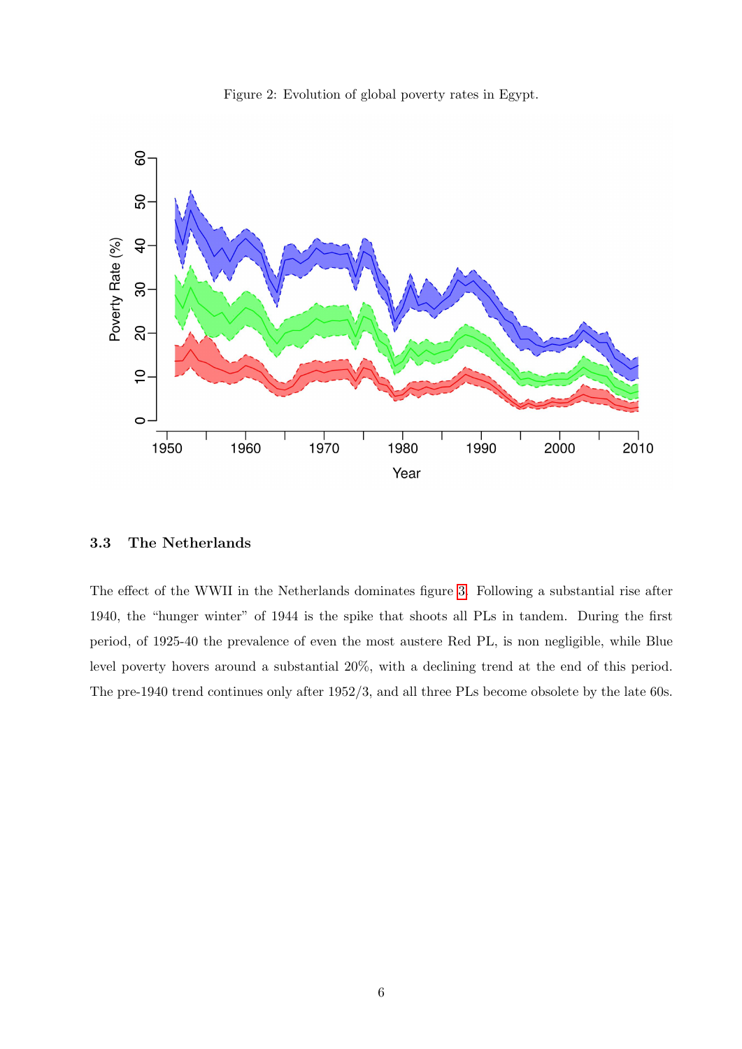Figure 2: Evolution of global poverty rates in Egypt.

### 3.3 The Netherlands

The effect of the WWII in the Netherlands dominates figure 3. Following a substantial rise after 1940, the "hunger winter" of 1944 is the spike that shoots all PLs in tandem. During the first period, of 1925-40 the prevalence of even the most austere Red PL, is non negligible, while Blue level poverty hovers around a substantial 20%, with a declining trend at the end of this period. The pre-1940 trend continues only after 1952/3, and all three PLs become obsolete by the late 60s.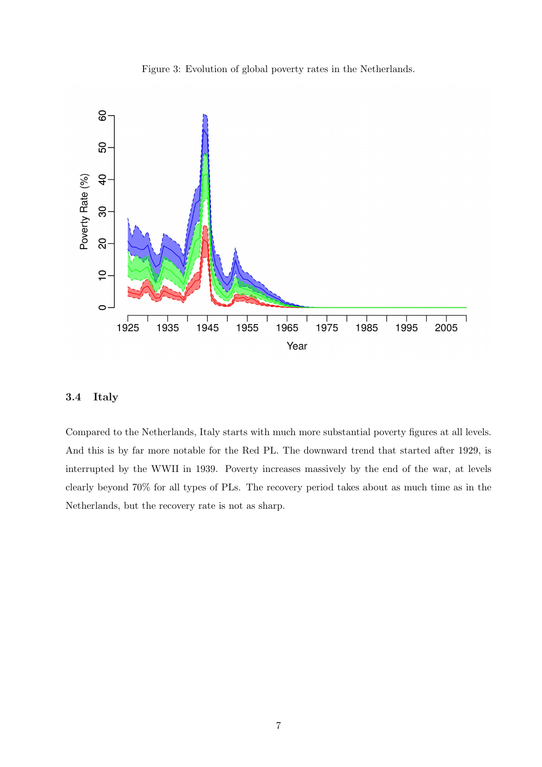Figure 3: Evolution of global poverty rates in the Netherlands.

### 3.4 Italy

Compared to the Netherlands, Italy starts with much more substantial poverty figures at all levels. And this is by far more notable for the Red PL. The downward trend that started after 1929, is interrupted by the WWII in 1939. Poverty increases massively by the end of the war, at levels clearly beyond 70% for all types of PLs. The recovery period takes about as much time as in the Netherlands, but the recovery rate is not as sharp.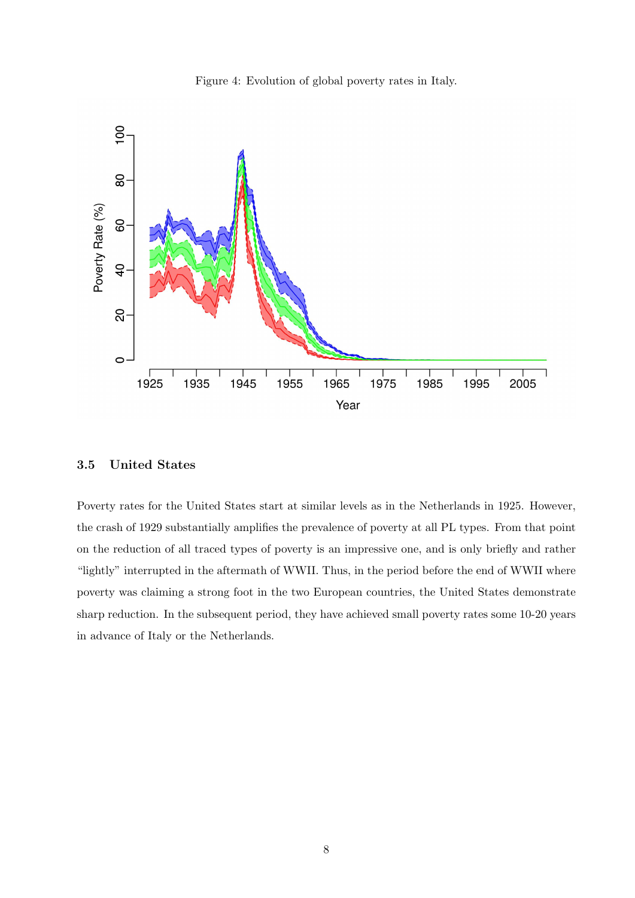Figure 4: Evolution of global poverty rates in Italy.

### 3.5 United States

Poverty rates for the United States start at similar levels as in the Netherlands in 1925. However, the crash of 1929 substantially amplifies the prevalence of poverty at all PL types. From that point on the reduction of all traced types of poverty is an impressive one, and is only briefly and rather "lightly" interrupted in the aftermath of WWII. Thus, in the period before the end of WWII where poverty was claiming a strong foot in the two European countries, the United States demonstrate sharp reduction. In the subsequent period, they have achieved small poverty rates some 10-20 years in advance of Italy or the Netherlands.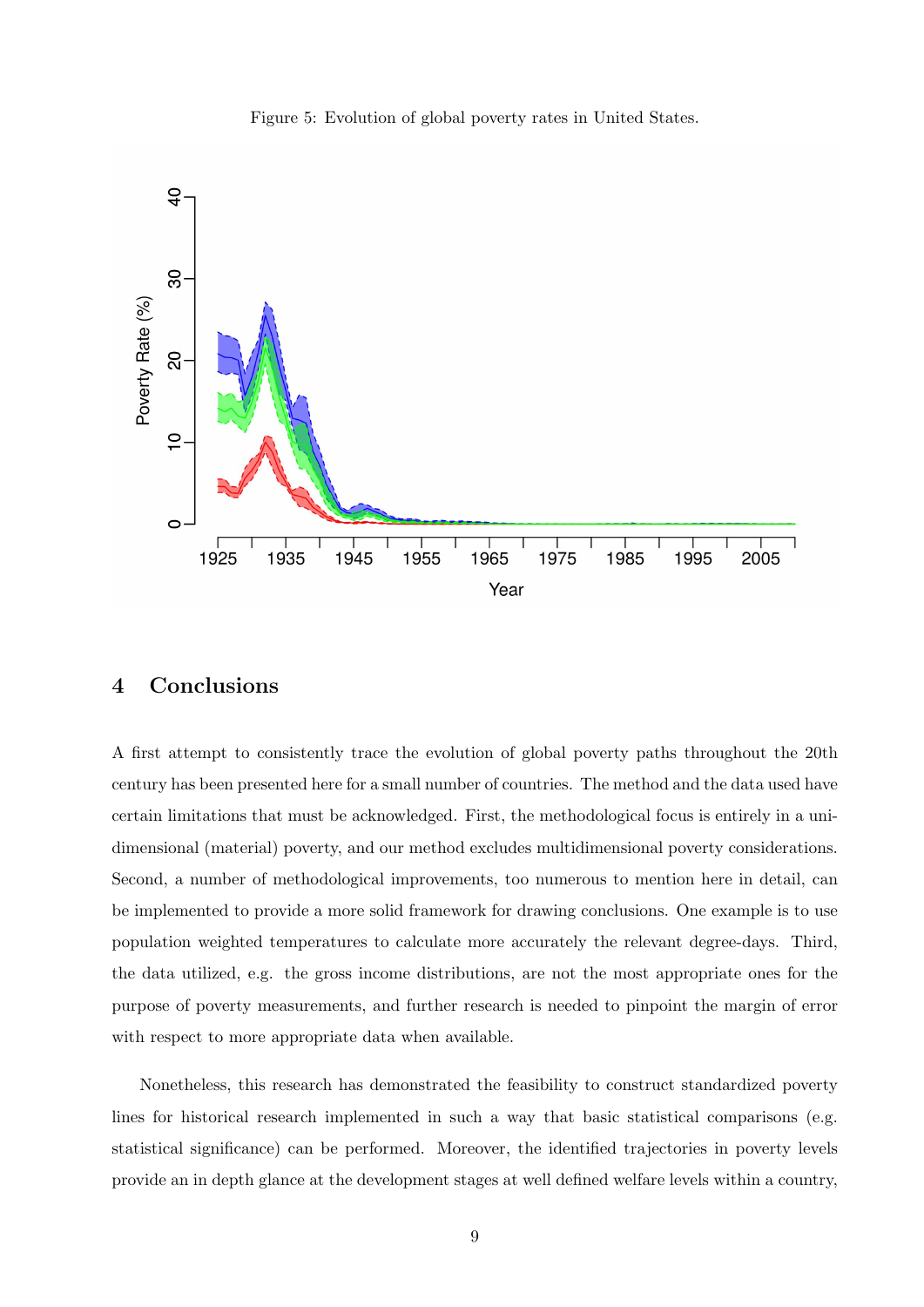Figure 5: Evolution of global poverty rates in United States.

## 4 Conclusions

A first attempt to consistently trace the evolution of global poverty paths throughout the 20th century has been presented here for a small number of countries. The method and the data used have certain limitations that must be acknowledged. First, the methodological focus is entirely in a uni-dimensional (material) poverty, and our method excludes multidimensional poverty considerations. Second, a number of methodological improvements, too numerous to mention here in detail, can be implemented to provide a more solid framework for drawing conclusions. One example is to use population weighted temperatures to calculate more accurately the relevant degree-days. Third, the data utilized, e.g. the gross income distributions, are not the most appropriate ones for the purpose of poverty measurements, and further research is needed to pinpoint the margin of error with respect to more appropriate data when available.

Nonetheless, this research has demonstrated the feasibility to construct standardized poverty lines for historical research implemented in such a way that basic statistical comparisons (e.g. statistical significance) can be performed. Moreover, the identified trajectories in poverty levels provide an in depth glance at the development stages at well defined welfare levels within a country,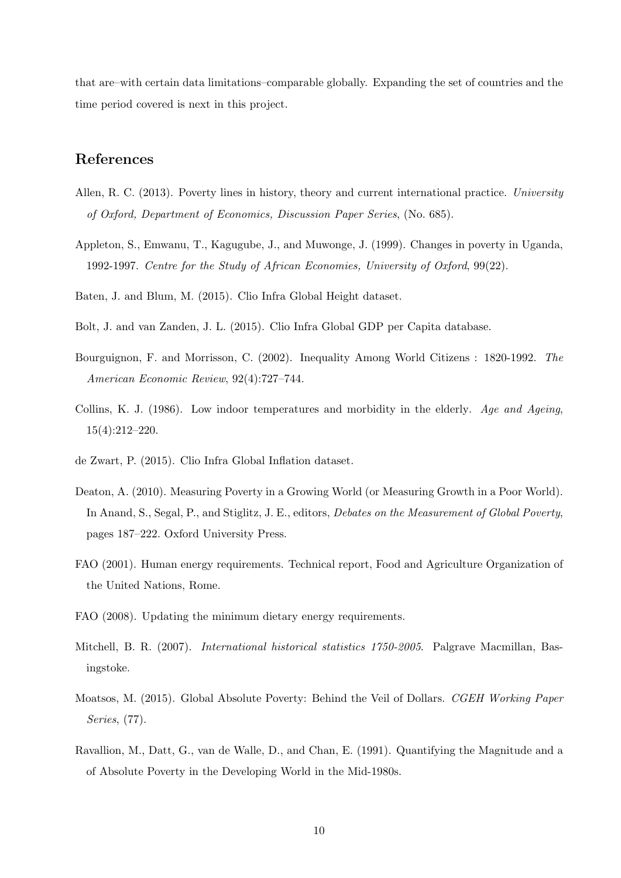that are–with certain data limitations–comparable globally. Expanding the set of countries and the time period covered is next in this project.

## References

Allen, R. C. (2013). Poverty lines in history, theory and current international practice. *University of Oxford, Department of Economics, Discussion Paper Series*, (No. 685).

Appleton, S., Emwanu, T., Kagugube, J., and Muwonge, J. (1999). Changes in poverty in Uganda, 1992-1997. *Centre for the Study of African Economies, University of Oxford*, 99(22).

Baten, J. and Blum, M. (2015). Clio Infra Global Height dataset.

Bolt, J. and van Zanden, J. L. (2015). Clio Infra Global GDP per Capita database.

Bourguignon, F. and Morrisson, C. (2002). Inequality Among World Citizens : 1820-1992. *The American Economic Review*, 92(4):727–744.

Collins, K. J. (1986). Low indoor temperatures and morbidity in the elderly. *Age and Ageing*, 15(4):212–220.

de Zwart, P. (2015). Clio Infra Global Inflation dataset.

Deaton, A. (2010). Measuring Poverty in a Growing World (or Measuring Growth in a Poor World). In Anand, S., Segal, P., and Stiglitz, J. E., editors, *Debates on the Measurement of Global Poverty*, pages 187–222. Oxford University Press.

FAO (2001). Human energy requirements. Technical report, Food and Agriculture Organization of the United Nations, Rome.

FAO (2008). Updating the minimum dietary energy requirements.

Mitchell, B. R. (2007). *International historical statistics 1750-2005*. Palgrave Macmillan, Basingstoke.

Moatsos, M. (2015). Global Absolute Poverty: Behind the Veil of Dollars. *CGEH Working Paper Series*, (77).

Ravallion, M., Datt, G., van de Walle, D., and Chan, E. (1991). Quantifying the Magnitude and a of Absolute Poverty in the Developing World in the Mid-1980s.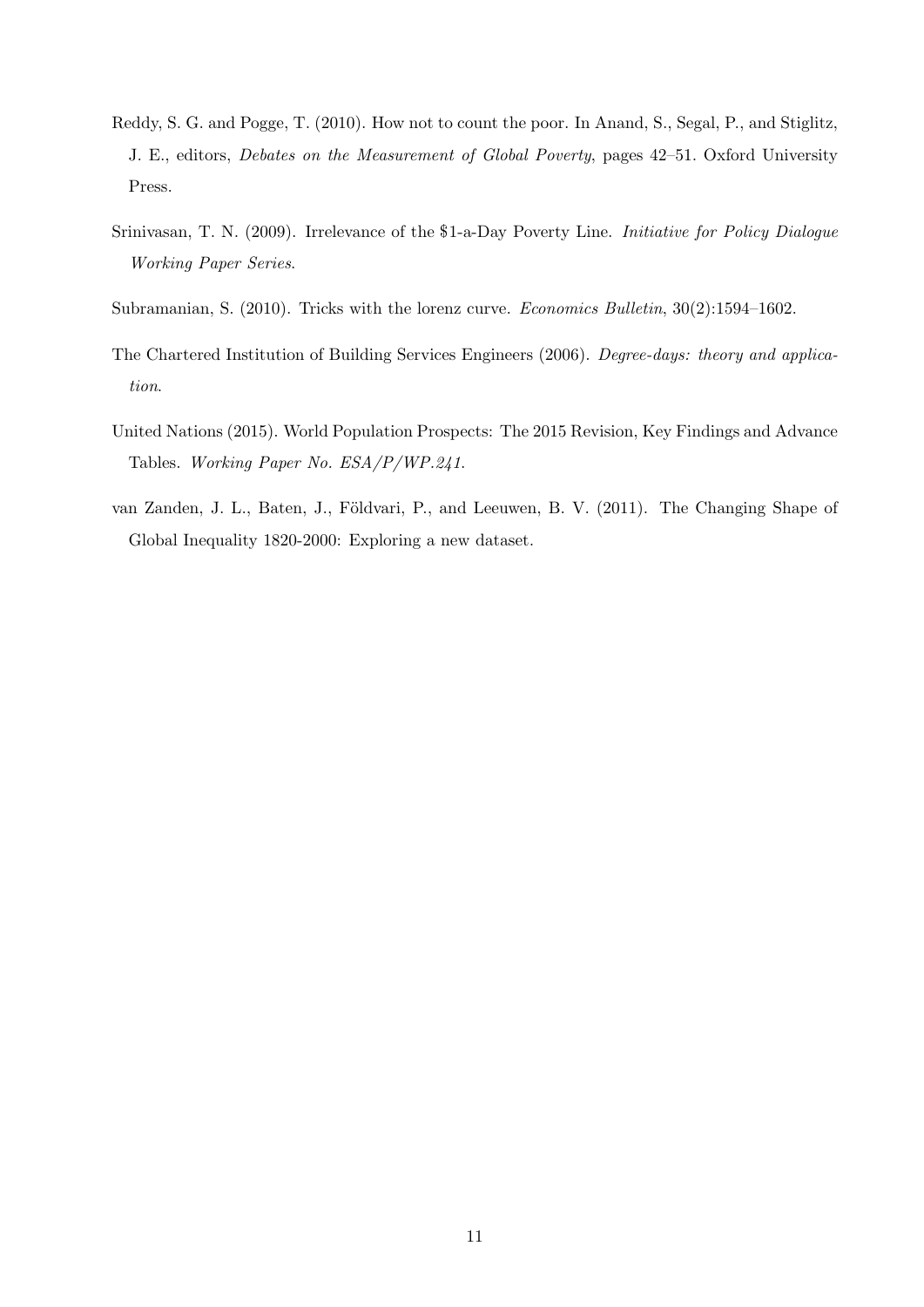Reddy, S. G. and Pogge, T. (2010). How not to count the poor. In Anand, S., Segal, P., and Stiglitz, J. E., editors, *Debates on the Measurement of Global Poverty*, pages 42–51. Oxford University Press.

Srinivasan, T. N. (2009). Irrelevance of the $1-a-Day Poverty Line. *Initiative for Policy Dialogue Working Paper Series*.

Subramanian, S. (2010). Tricks with the lorenz curve. *Economics Bulletin*, 30(2):1594–1602.

The Chartered Institution of Building Services Engineers (2006). *Degree-days: theory and application*.

United Nations (2015). World Population Prospects: The 2015 Revision, Key Findings and Advance Tables. *Working Paper No. ESA/P/WP.241*.

van Zanden, J. L., Baten, J., Földvari, P., and Leeuwen, B. V. (2011). The Changing Shape of Global Inequality 1820-2000: Exploring a new dataset.